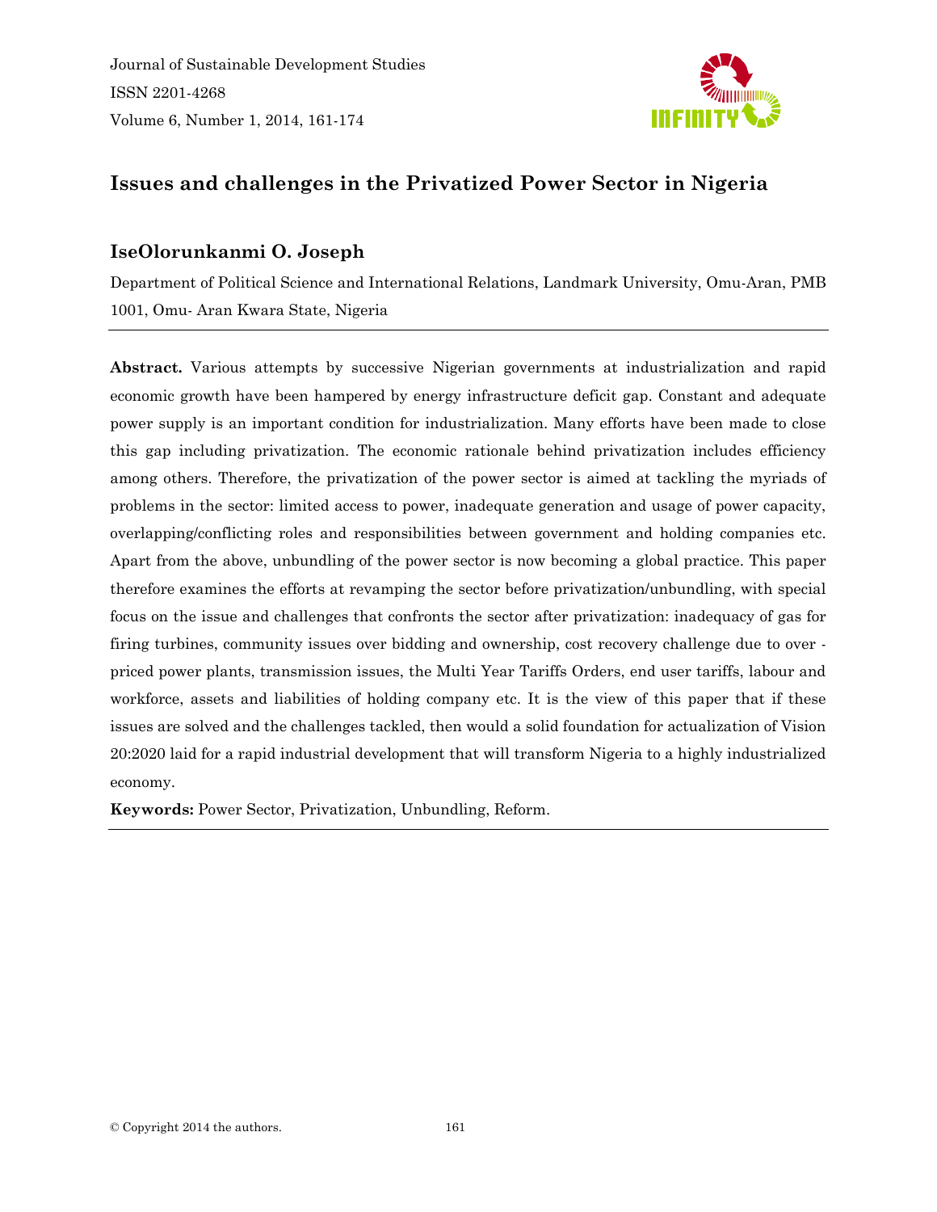# Issues and challenges in the Privatized Power Sector in Nigeria

## IseOlorunkanmi O. Joseph

Department of Political Science and International Relations, Landmark University, Omu-Aran, PMB 1001, Omu- Aran Kwara State, Nigeria

---

**Abstract.** Various attempts by successive Nigerian governments at industrialization and rapid economic growth have been hampered by energy infrastructure deficit gap. Constant and adequate power supply is an important condition for industrialization. Many efforts have been made to close this gap including privatization. The economic rationale behind privatization includes efficiency among others. Therefore, the privatization of the power sector is aimed at tackling the myriads of problems in the sector: limited access to power, inadequate generation and usage of power capacity, overlapping/conflicting roles and responsibilities between government and holding companies etc. Apart from the above, unbundling of the power sector is now becoming a global practice. This paper therefore examines the efforts at revamping the sector before privatization/unbundling, with special focus on the issue and challenges that confronts the sector after privatization: inadequacy of gas for firing turbines, community issues over bidding and ownership, cost recovery challenge due to over - priced power plants, transmission issues, the Multi Year Tariffs Orders, end user tariffs, labour and workforce, assets and liabilities of holding company etc. It is the view of this paper that if these issues are solved and the challenges tackled, then would a solid foundation for actualization of Vision 20:2020 laid for a rapid industrial development that will transform Nigeria to a highly industrialized economy.

**Keywords:** Power Sector, Privatization, Unbundling, Reform.

---

© Copyright 2014 the authors.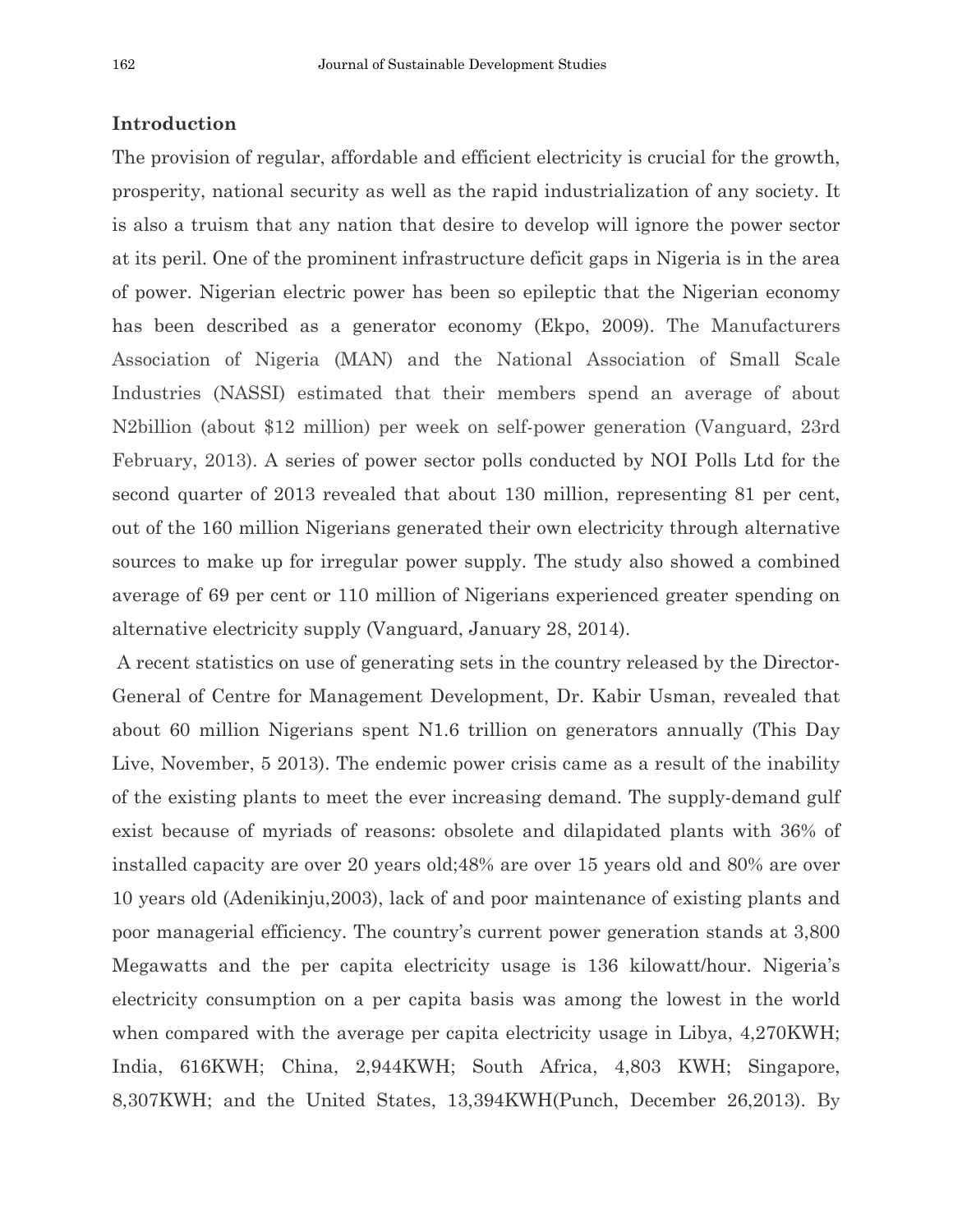## Introduction

The provision of regular, affordable and efficient electricity is crucial for the growth, prosperity, national security as well as the rapid industrialization of any society. It is also a truism that any nation that desire to develop will ignore the power sector at its peril. One of the prominent infrastructure deficit gaps in Nigeria is in the area of power. Nigerian electric power has been so epileptic that the Nigerian economy has been described as a generator economy (Ekpo, 2009). The Manufacturers Association of Nigeria (MAN) and the National Association of Small Scale Industries (NASSI) estimated that their members spend an average of about N2billion (about $12 million) per week on self-power generation (Vanguard, 23rd February, 2013). A series of power sector polls conducted by NOI Polls Ltd for the second quarter of 2013 revealed that about 130 million, representing 81 per cent, out of the 160 million Nigerians generated their own electricity through alternative sources to make up for irregular power supply. The study also showed a combined average of 69 per cent or 110 million of Nigerians experienced greater spending on alternative electricity supply (Vanguard, January 28, 2014).

A recent statistics on use of generating sets in the country released by the Director-General of Centre for Management Development, Dr. Kabir Usman, revealed that about 60 million Nigerians spent N1.6 trillion on generators annually (This Day Live, November, 5 2013). The endemic power crisis came as a result of the inability of the existing plants to meet the ever increasing demand. The supply-demand gulf exist because of myriads of reasons: obsolete and dilapidated plants with 36% of installed capacity are over 20 years old;48% are over 15 years old and 80% are over 10 years old (Adenikinju,2003), lack of and poor maintenance of existing plants and poor managerial efficiency. The country's current power generation stands at 3,800 Megawatts and the per capita electricity usage is 136 kilowatt/hour. Nigeria's electricity consumption on a per capita basis was among the lowest in the world when compared with the average per capita electricity usage in Libya, 4,270KWH; India, 616KWH; China, 2,944KWH; South Africa, 4,803 KWH; Singapore, 8,307KWH; and the United States, 13,394KWH(Punch, December 26,2013). By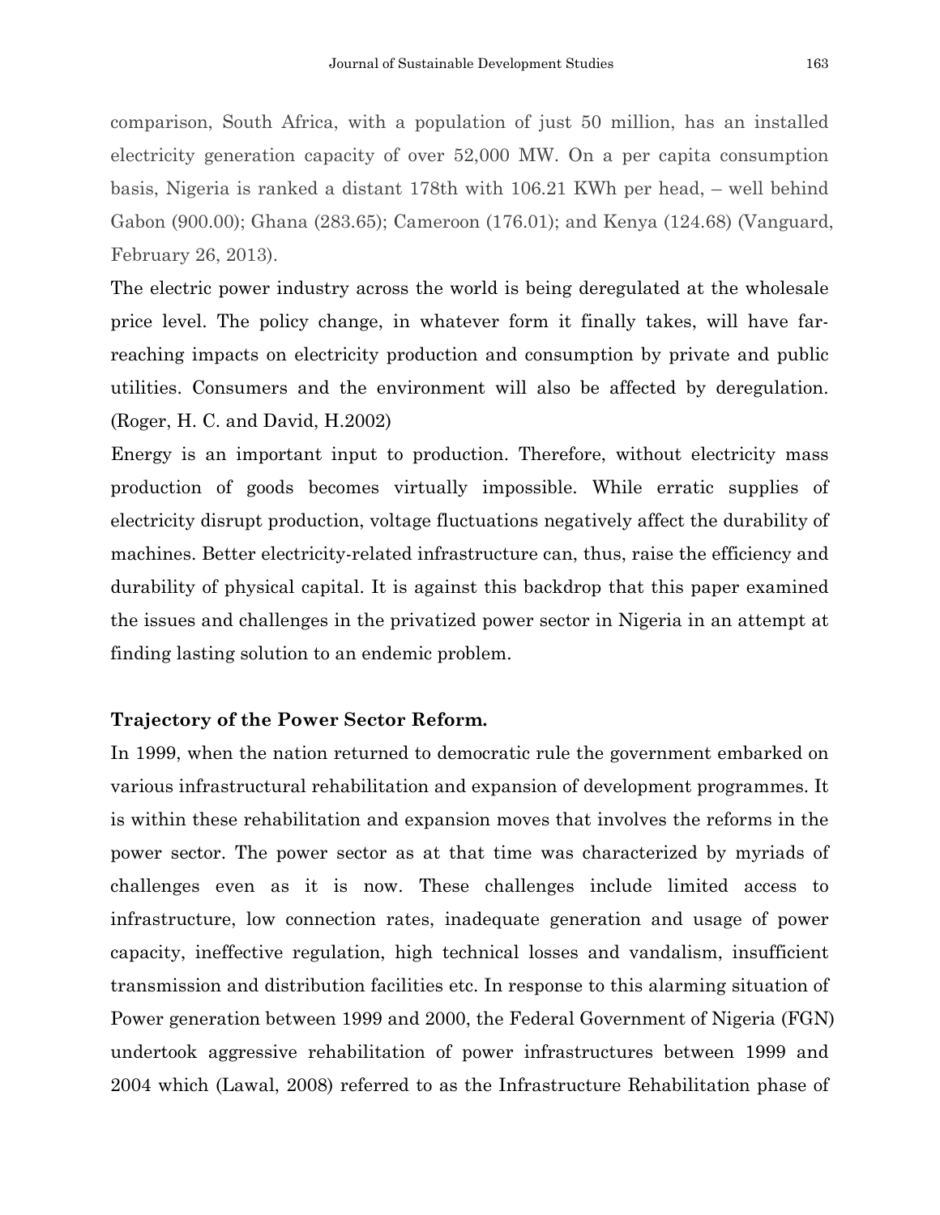comparison, South Africa, with a population of just 50 million, has an installed electricity generation capacity of over 52,000 MW. On a per capita consumption basis, Nigeria is ranked a distant 178th with 106.21 KWh per head, – well behind Gabon (900.00); Ghana (283.65); Cameroon (176.01); and Kenya (124.68) (Vanguard, February 26, 2013).

The electric power industry across the world is being deregulated at the wholesale price level. The policy change, in whatever form it finally takes, will have far-reaching impacts on electricity production and consumption by private and public utilities. Consumers and the environment will also be affected by deregulation. (Roger, H. C. and David, H.2002)

Energy is an important input to production. Therefore, without electricity mass production of goods becomes virtually impossible. While erratic supplies of electricity disrupt production, voltage fluctuations negatively affect the durability of machines. Better electricity-related infrastructure can, thus, raise the efficiency and durability of physical capital. It is against this backdrop that this paper examined the issues and challenges in the privatized power sector in Nigeria in an attempt at finding lasting solution to an endemic problem.

**Trajectory of the Power Sector Reform.**

In 1999, when the nation returned to democratic rule the government embarked on various infrastructural rehabilitation and expansion of development programmes. It is within these rehabilitation and expansion moves that involves the reforms in the power sector. The power sector as at that time was characterized by myriads of challenges even as it is now. These challenges include limited access to infrastructure, low connection rates, inadequate generation and usage of power capacity, ineffective regulation, high technical losses and vandalism, insufficient transmission and distribution facilities etc. In response to this alarming situation of Power generation between 1999 and 2000, the Federal Government of Nigeria (FGN) undertook aggressive rehabilitation of power infrastructures between 1999 and 2004 which (Lawal, 2008) referred to as the Infrastructure Rehabilitation phase of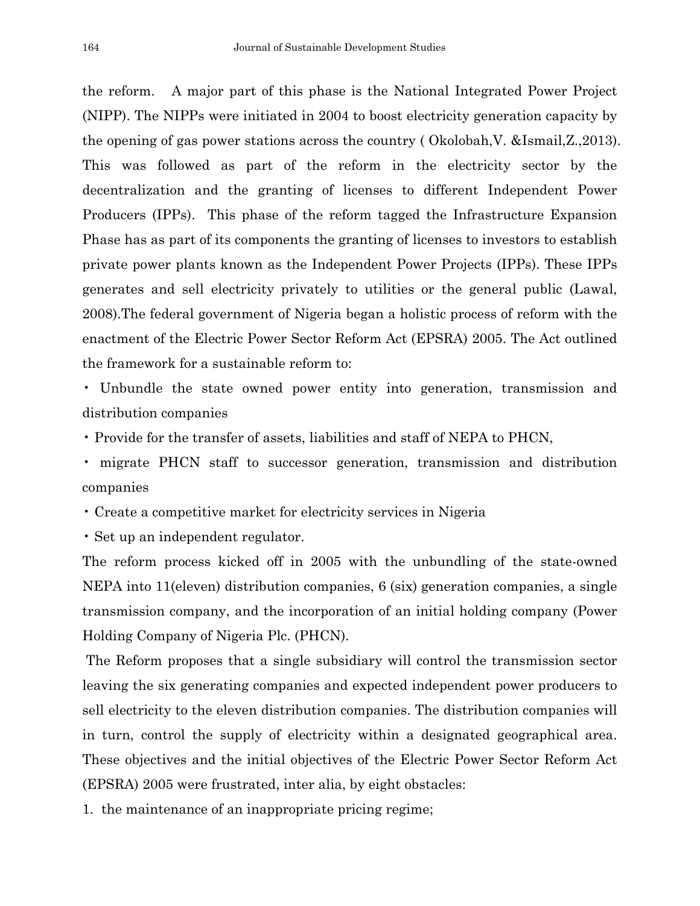the reform. A major part of this phase is the National Integrated Power Project (NIPP). The NIPPs were initiated in 2004 to boost electricity generation capacity by the opening of gas power stations across the country ( Okolobah,V. &Ismail,Z.,2013). This was followed as part of the reform in the electricity sector by the decentralization and the granting of licenses to different Independent Power Producers (IPPs). This phase of the reform tagged the Infrastructure Expansion Phase has as part of its components the granting of licenses to investors to establish private power plants known as the Independent Power Projects (IPPs). These IPPs generates and sell electricity privately to utilities or the general public (Lawal, 2008).The federal government of Nigeria began a holistic process of reform with the enactment of the Electric Power Sector Reform Act (EPSRA) 2005. The Act outlined the framework for a sustainable reform to:

- Unbundle the state owned power entity into generation, transmission and distribution companies
- Provide for the transfer of assets, liabilities and staff of NEPA to PHCN,
- migrate PHCN staff to successor generation, transmission and distribution companies
- Create a competitive market for electricity services in Nigeria
- Set up an independent regulator.

The reform process kicked off in 2005 with the unbundling of the state-owned NEPA into 11(eleven) distribution companies, 6 (six) generation companies, a single transmission company, and the incorporation of an initial holding company (Power Holding Company of Nigeria Plc. (PHCN).

The Reform proposes that a single subsidiary will control the transmission sector leaving the six generating companies and expected independent power producers to sell electricity to the eleven distribution companies. The distribution companies will in turn, control the supply of electricity within a designated geographical area. These objectives and the initial objectives of the Electric Power Sector Reform Act (EPSRA) 2005 were frustrated, inter alia, by eight obstacles:

1. the maintenance of an inappropriate pricing regime;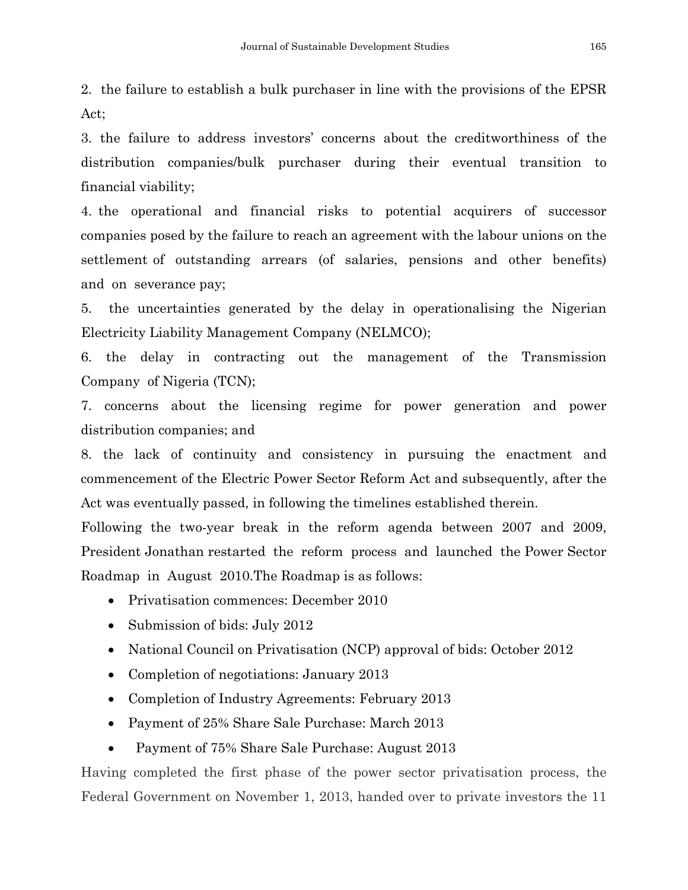2. the failure to establish a bulk purchaser in line with the provisions of the EPSR Act;

3. the failure to address investors' concerns about the creditworthiness of the distribution companies/bulk purchaser during their eventual transition to financial viability;

4. the operational and financial risks to potential acquirers of successor companies posed by the failure to reach an agreement with the labour unions on the settlement of outstanding arrears (of salaries, pensions and other benefits) and on severance pay;

5. the uncertainties generated by the delay in operationalising the Nigerian Electricity Liability Management Company (NELMCO);

6. the delay in contracting out the management of the Transmission Company of Nigeria (TCN);

7. concerns about the licensing regime for power generation and power distribution companies; and

8. the lack of continuity and consistency in pursuing the enactment and commencement of the Electric Power Sector Reform Act and subsequently, after the Act was eventually passed, in following the timelines established therein.

Following the two-year break in the reform agenda between 2007 and 2009, President Jonathan restarted the reform process and launched the Power Sector Roadmap in August 2010.The Roadmap is as follows:

- Privatisation commences: December 2010
- Submission of bids: July 2012
- National Council on Privatisation (NCP) approval of bids: October 2012
- Completion of negotiations: January 2013
- Completion of Industry Agreements: February 2013
- Payment of 25% Share Sale Purchase: March 2013
- Payment of 75% Share Sale Purchase: August 2013

Having completed the first phase of the power sector privatisation process, the Federal Government on November 1, 2013, handed over to private investors the 11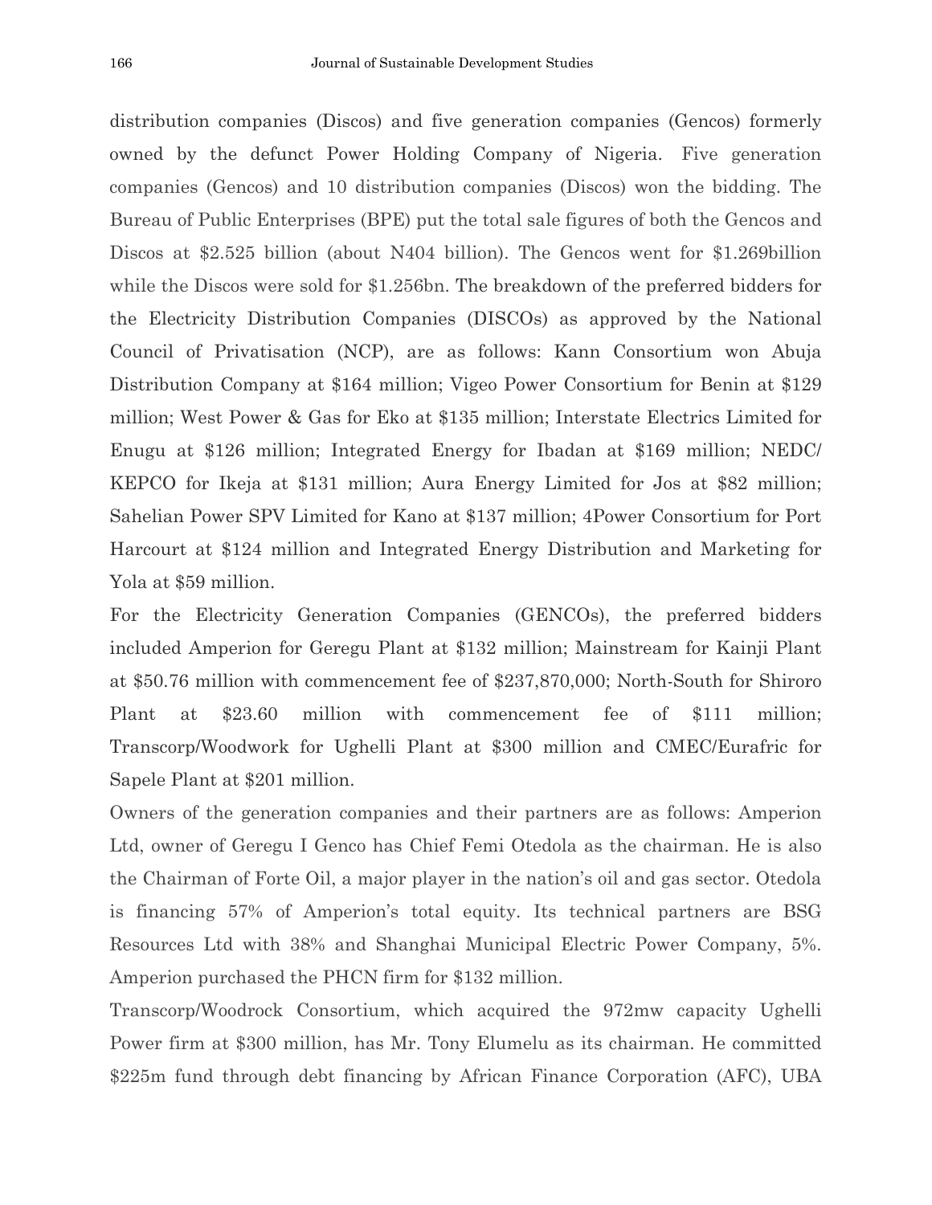distribution companies (Discos) and five generation companies (Gencos) formerly owned by the defunct Power Holding Company of Nigeria. Five generation companies (Gencos) and 10 distribution companies (Discos) won the bidding. The Bureau of Public Enterprises (BPE) put the total sale figures of both the Gencos and Discos at $2.525 billion (about N404 billion). The Gencos went for $1.269billion while the Discos were sold for $1.256bn. The breakdown of the preferred bidders for the Electricity Distribution Companies (DISCOs) as approved by the National Council of Privatisation (NCP), are as follows: Kann Consortium won Abuja Distribution Company at $164 million; Vigeo Power Consortium for Benin at $129 million; West Power & Gas for Eko at $135 million; Interstate Electrics Limited for Enugu at $126 million; Integrated Energy for Ibadan at $169 million; NEDC/ KEPCO for Ikeja at $131 million; Aura Energy Limited for Jos at $82 million; Sahelian Power SPV Limited for Kano at $137 million; 4Power Consortium for Port Harcourt at $124 million and Integrated Energy Distribution and Marketing for Yola at $59 million.

For the Electricity Generation Companies (GENCOs), the preferred bidders included Amperion for Geregu Plant at $132 million; Mainstream for Kainji Plant at $50.76 million with commencement fee of $237,870,000; North-South for Shiroro Plant at $23.60 million with commencement fee of $111 million; Transcorp/Woodwork for Ughelli Plant at $300 million and CMEC/Eurafric for Sapele Plant at $201 million.

Owners of the generation companies and their partners are as follows: Amperion Ltd, owner of Geregu I Genco has Chief Femi Otedola as the chairman. He is also the Chairman of Forte Oil, a major player in the nation's oil and gas sector. Otedola is financing 57% of Amperion's total equity. Its technical partners are BSG Resources Ltd with 38% and Shanghai Municipal Electric Power Company, 5%. Amperion purchased the PHCN firm for $132 million.

Transcorp/Woodrock Consortium, which acquired the 972mw capacity Ughelli Power firm at $300 million, has Mr. Tony Elumelu as its chairman. He committed $225m fund through debt financing by African Finance Corporation (AFC), UBA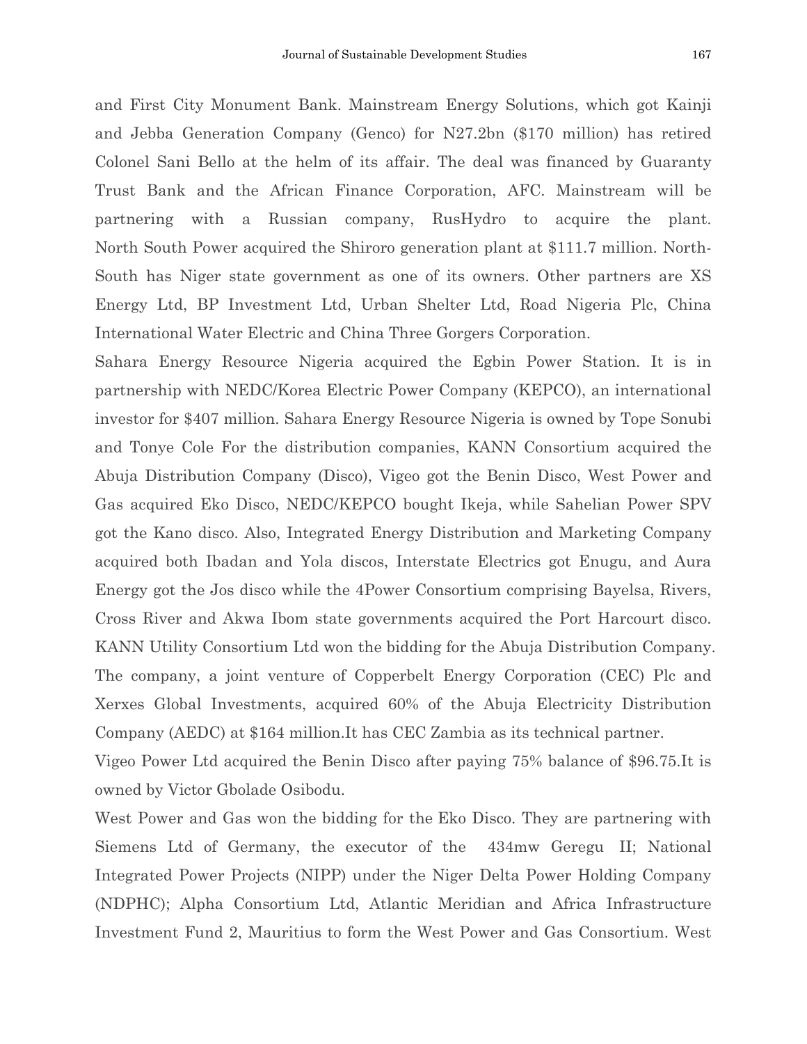and First City Monument Bank. Mainstream Energy Solutions, which got Kainji and Jebba Generation Company (Genco) for N27.2bn ($170 million) has retired Colonel Sani Bello at the helm of its affair. The deal was financed by Guaranty Trust Bank and the African Finance Corporation, AFC. Mainstream will be partnering with a Russian company, RusHydro to acquire the plant. North South Power acquired the Shiroro generation plant at $111.7 million. North-South has Niger state government as one of its owners. Other partners are XS Energy Ltd, BP Investment Ltd, Urban Shelter Ltd, Road Nigeria Plc, China International Water Electric and China Three Gorgers Corporation.

Sahara Energy Resource Nigeria acquired the Egbin Power Station. It is in partnership with NEDC/Korea Electric Power Company (KEPCO), an international investor for $407 million. Sahara Energy Resource Nigeria is owned by Tope Sonubi and Tonye Cole For the distribution companies, KANN Consortium acquired the Abuja Distribution Company (Disco), Vigeo got the Benin Disco, West Power and Gas acquired Eko Disco, NEDC/KEPCO bought Ikeja, while Sahelian Power SPV got the Kano disco. Also, Integrated Energy Distribution and Marketing Company acquired both Ibadan and Yola discos, Interstate Electrics got Enugu, and Aura Energy got the Jos disco while the 4Power Consortium comprising Bayelsa, Rivers, Cross River and Akwa Ibom state governments acquired the Port Harcourt disco. KANN Utility Consortium Ltd won the bidding for the Abuja Distribution Company. The company, a joint venture of Copperbelt Energy Corporation (CEC) Plc and Xerxes Global Investments, acquired 60% of the Abuja Electricity Distribution Company (AEDC) at $164 million.It has CEC Zambia as its technical partner.

Vigeo Power Ltd acquired the Benin Disco after paying 75% balance of $96.75.It is owned by Victor Gbolade Osibodu.

West Power and Gas won the bidding for the Eko Disco. They are partnering with Siemens Ltd of Germany, the executor of the 434mw Geregu II; National Integrated Power Projects (NIPP) under the Niger Delta Power Holding Company (NDPHC); Alpha Consortium Ltd, Atlantic Meridian and Africa Infrastructure Investment Fund 2, Mauritius to form the West Power and Gas Consortium. West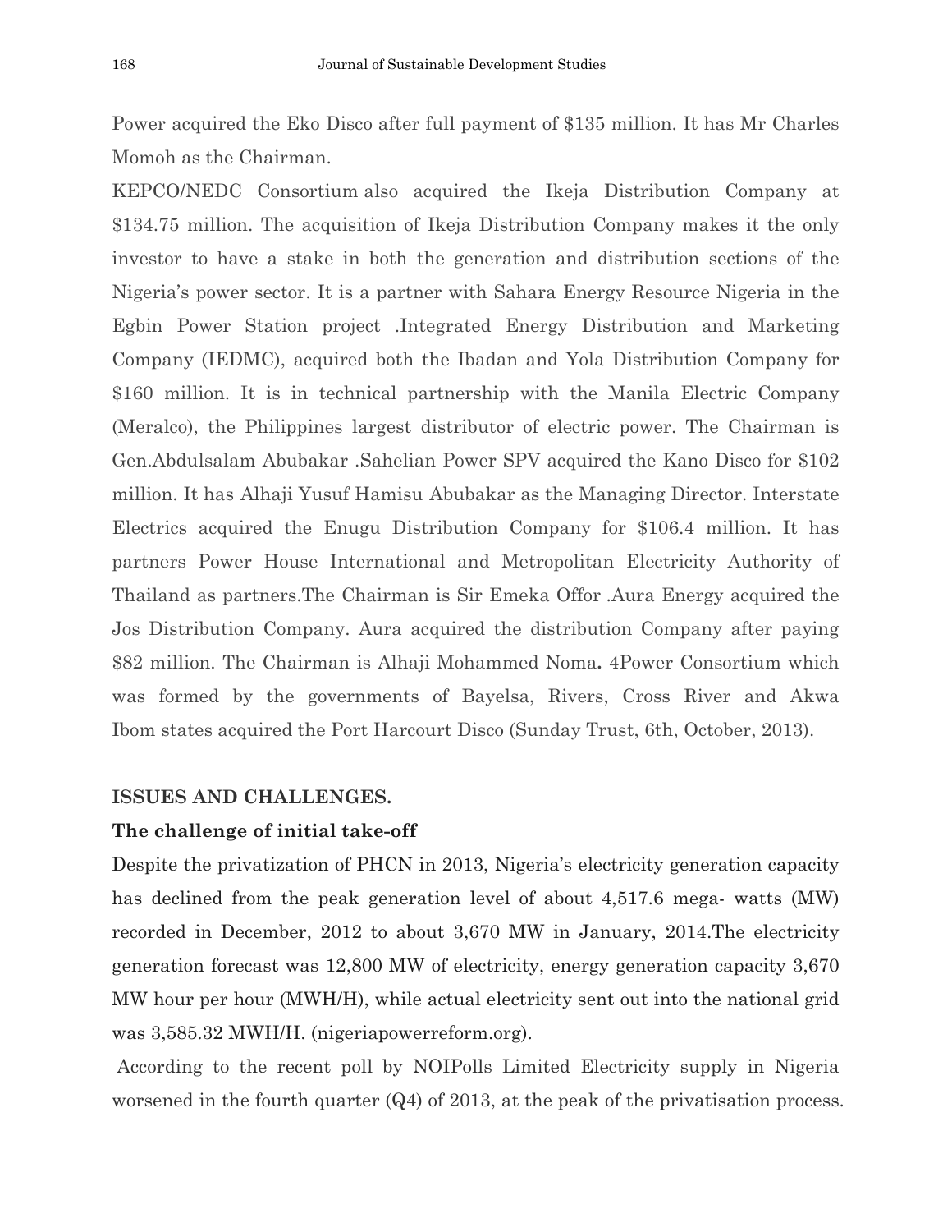Power acquired the Eko Disco after full payment of $135 million. It has Mr Charles Momoh as the Chairman.

KEPCO/NEDC Consortium also acquired the Ikeja Distribution Company at $134.75 million. The acquisition of Ikeja Distribution Company makes it the only investor to have a stake in both the generation and distribution sections of the Nigeria's power sector. It is a partner with Sahara Energy Resource Nigeria in the Egbin Power Station project .Integrated Energy Distribution and Marketing Company (IEDMC), acquired both the Ibadan and Yola Distribution Company for $160 million. It is in technical partnership with the Manila Electric Company (Meralco), the Philippines largest distributor of electric power. The Chairman is Gen.Abdulsalam Abubakar .Sahelian Power SPV acquired the Kano Disco for $102 million. It has Alhaji Yusuf Hamisu Abubakar as the Managing Director. Interstate Electrics acquired the Enugu Distribution Company for $106.4 million. It has partners Power House International and Metropolitan Electricity Authority of Thailand as partners.The Chairman is Sir Emeka Offor .Aura Energy acquired the Jos Distribution Company. Aura acquired the distribution Company after paying $82 million. The Chairman is Alhaji Mohammed Noma**.** 4Power Consortium which was formed by the governments of Bayelsa, Rivers, Cross River and Akwa Ibom states acquired the Port Harcourt Disco (Sunday Trust, 6th, October, 2013).

## ISSUES AND CHALLENGES.

### The challenge of initial take-off

Despite the privatization of PHCN in 2013, Nigeria's electricity generation capacity has declined from the peak generation level of about 4,517.6 mega- watts (MW) recorded in December, 2012 to about 3,670 MW in January, 2014.The electricity generation forecast was 12,800 MW of electricity, energy generation capacity 3,670 MW hour per hour (MWH/H), while actual electricity sent out into the national grid was 3,585.32 MWH/H. (nigeriapowerreform.org).

According to the recent poll by NOIPolls Limited Electricity supply in Nigeria worsened in the fourth quarter (Q4) of 2013, at the peak of the privatisation process.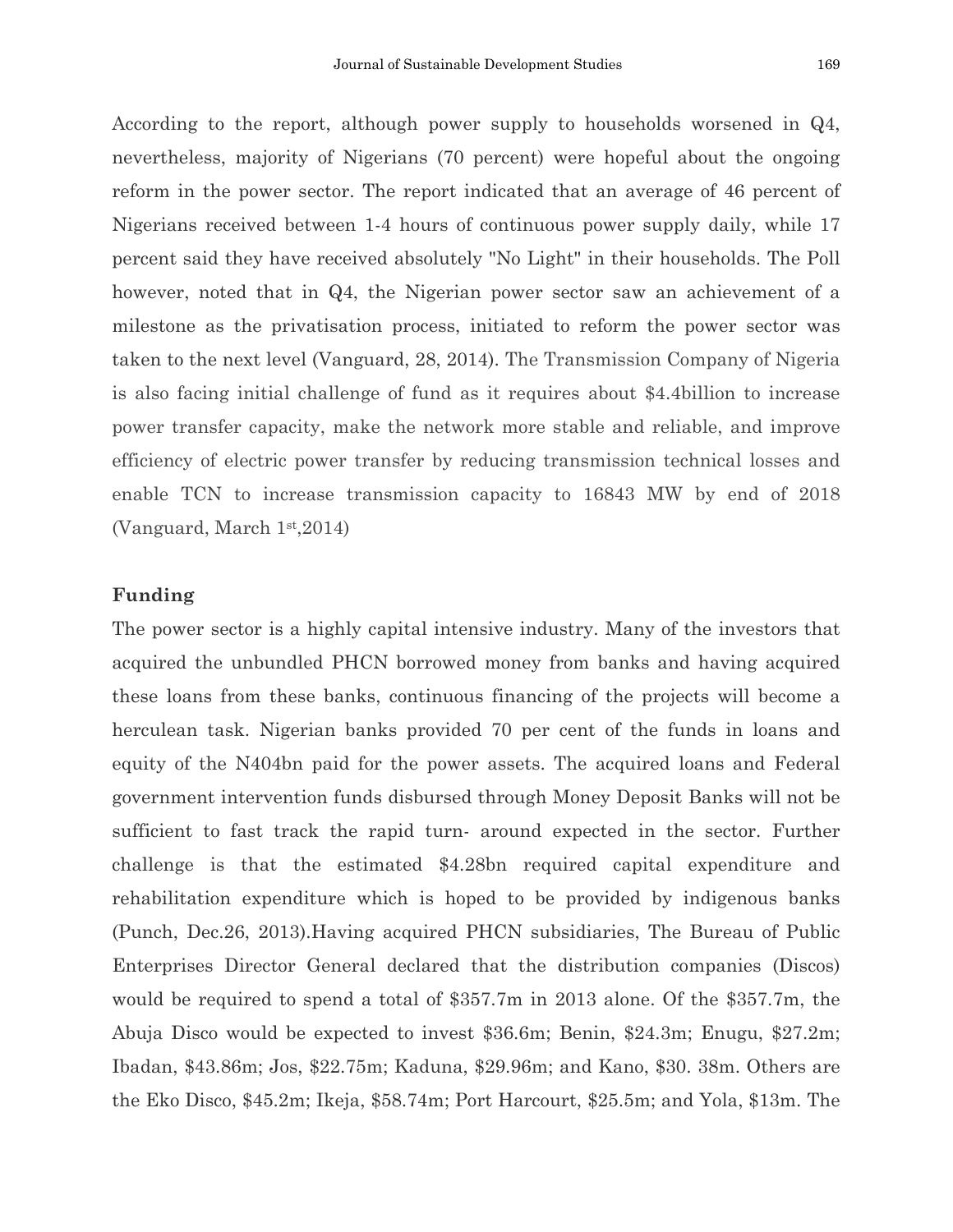According to the report, although power supply to households worsened in Q4, nevertheless, majority of Nigerians (70 percent) were hopeful about the ongoing reform in the power sector. The report indicated that an average of 46 percent of Nigerians received between 1-4 hours of continuous power supply daily, while 17 percent said they have received absolutely "No Light" in their households. The Poll however, noted that in Q4, the Nigerian power sector saw an achievement of a milestone as the privatisation process, initiated to reform the power sector was taken to the next level (Vanguard, 28, 2014). The Transmission Company of Nigeria is also facing initial challenge of fund as it requires about $4.4billion to increase power transfer capacity, make the network more stable and reliable, and improve efficiency of electric power transfer by reducing transmission technical losses and enable TCN to increase transmission capacity to 16843 MW by end of 2018 (Vanguard, March 1st,2014)

**Funding**

The power sector is a highly capital intensive industry. Many of the investors that acquired the unbundled PHCN borrowed money from banks and having acquired these loans from these banks, continuous financing of the projects will become a herculean task. Nigerian banks provided 70 per cent of the funds in loans and equity of the N404bn paid for the power assets. The acquired loans and Federal government intervention funds disbursed through Money Deposit Banks will not be sufficient to fast track the rapid turn- around expected in the sector. Further challenge is that the estimated $4.28bn required capital expenditure and rehabilitation expenditure which is hoped to be provided by indigenous banks (Punch, Dec.26, 2013).Having acquired PHCN subsidiaries, The Bureau of Public Enterprises Director General declared that the distribution companies (Discos) would be required to spend a total of $357.7m in 2013 alone. Of the $357.7m, the Abuja Disco would be expected to invest $36.6m; Benin, $24.3m; Enugu, $27.2m; Ibadan, $43.86m; Jos, $22.75m; Kaduna, $29.96m; and Kano, $30. 38m. Others are the Eko Disco, $45.2m; Ikeja, $58.74m; Port Harcourt, $25.5m; and Yola, $13m. The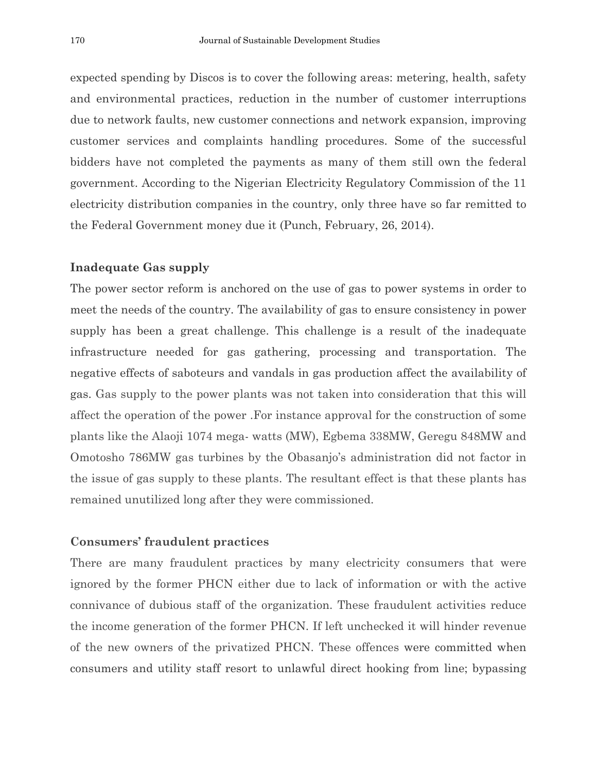expected spending by Discos is to cover the following areas: metering, health, safety and environmental practices, reduction in the number of customer interruptions due to network faults, new customer connections and network expansion, improving customer services and complaints handling procedures. Some of the successful bidders have not completed the payments as many of them still own the federal government. According to the Nigerian Electricity Regulatory Commission of the 11 electricity distribution companies in the country, only three have so far remitted to the Federal Government money due it (Punch, February, 26, 2014).

**Inadequate Gas supply**

The power sector reform is anchored on the use of gas to power systems in order to meet the needs of the country. The availability of gas to ensure consistency in power supply has been a great challenge. This challenge is a result of the inadequate infrastructure needed for gas gathering, processing and transportation. The negative effects of saboteurs and vandals in gas production affect the availability of gas. Gas supply to the power plants was not taken into consideration that this will affect the operation of the power .For instance approval for the construction of some plants like the Alaoji 1074 mega- watts (MW), Egbema 338MW, Geregu 848MW and Omotosho 786MW gas turbines by the Obasanjo's administration did not factor in the issue of gas supply to these plants. The resultant effect is that these plants has remained unutilized long after they were commissioned.

**Consumers' fraudulent practices**

There are many fraudulent practices by many electricity consumers that were ignored by the former PHCN either due to lack of information or with the active connivance of dubious staff of the organization. These fraudulent activities reduce the income generation of the former PHCN. If left unchecked it will hinder revenue of the new owners of the privatized PHCN. These offences were committed when consumers and utility staff resort to unlawful direct hooking from line; bypassing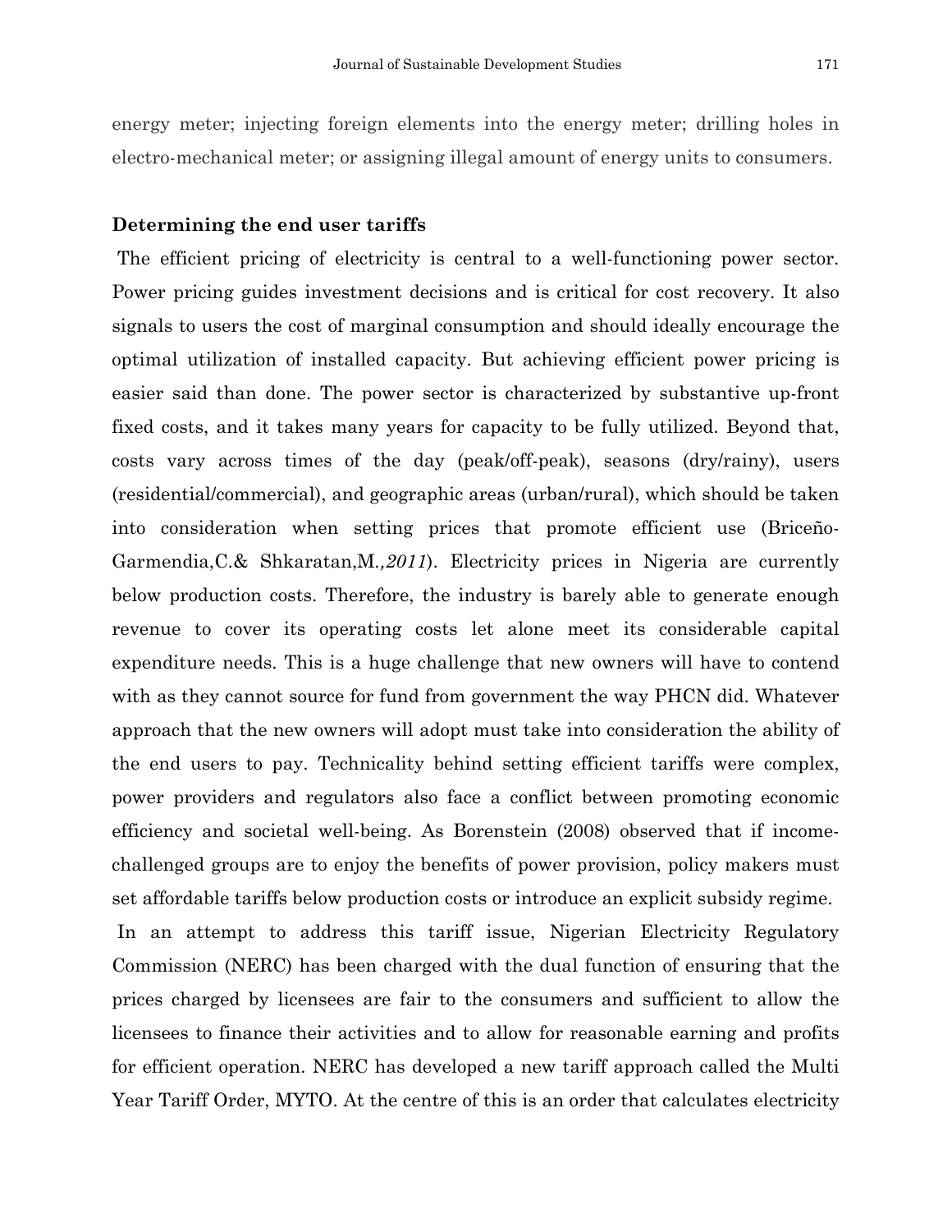energy meter; injecting foreign elements into the energy meter; drilling holes in electro-mechanical meter; or assigning illegal amount of energy units to consumers.

**Determining the end user tariffs**

The efficient pricing of electricity is central to a well-functioning power sector. Power pricing guides investment decisions and is critical for cost recovery. It also signals to users the cost of marginal consumption and should ideally encourage the optimal utilization of installed capacity. But achieving efficient power pricing is easier said than done. The power sector is characterized by substantive up-front fixed costs, and it takes many years for capacity to be fully utilized. Beyond that, costs vary across times of the day (peak/off-peak), seasons (dry/rainy), users (residential/commercial), and geographic areas (urban/rural), which should be taken into consideration when setting prices that promote efficient use (Briceño-Garmendia,C.& Shkaratan,M.*,2011*). Electricity prices in Nigeria are currently below production costs. Therefore, the industry is barely able to generate enough revenue to cover its operating costs let alone meet its considerable capital expenditure needs. This is a huge challenge that new owners will have to contend with as they cannot source for fund from government the way PHCN did. Whatever approach that the new owners will adopt must take into consideration the ability of the end users to pay. Technicality behind setting efficient tariffs were complex, power providers and regulators also face a conflict between promoting economic efficiency and societal well-being. As Borenstein (2008) observed that if income-challenged groups are to enjoy the benefits of power provision, policy makers must set affordable tariffs below production costs or introduce an explicit subsidy regime.

In an attempt to address this tariff issue, Nigerian Electricity Regulatory Commission (NERC) has been charged with the dual function of ensuring that the prices charged by licensees are fair to the consumers and sufficient to allow the licensees to finance their activities and to allow for reasonable earning and profits for efficient operation. NERC has developed a new tariff approach called the Multi Year Tariff Order, MYTO. At the centre of this is an order that calculates electricity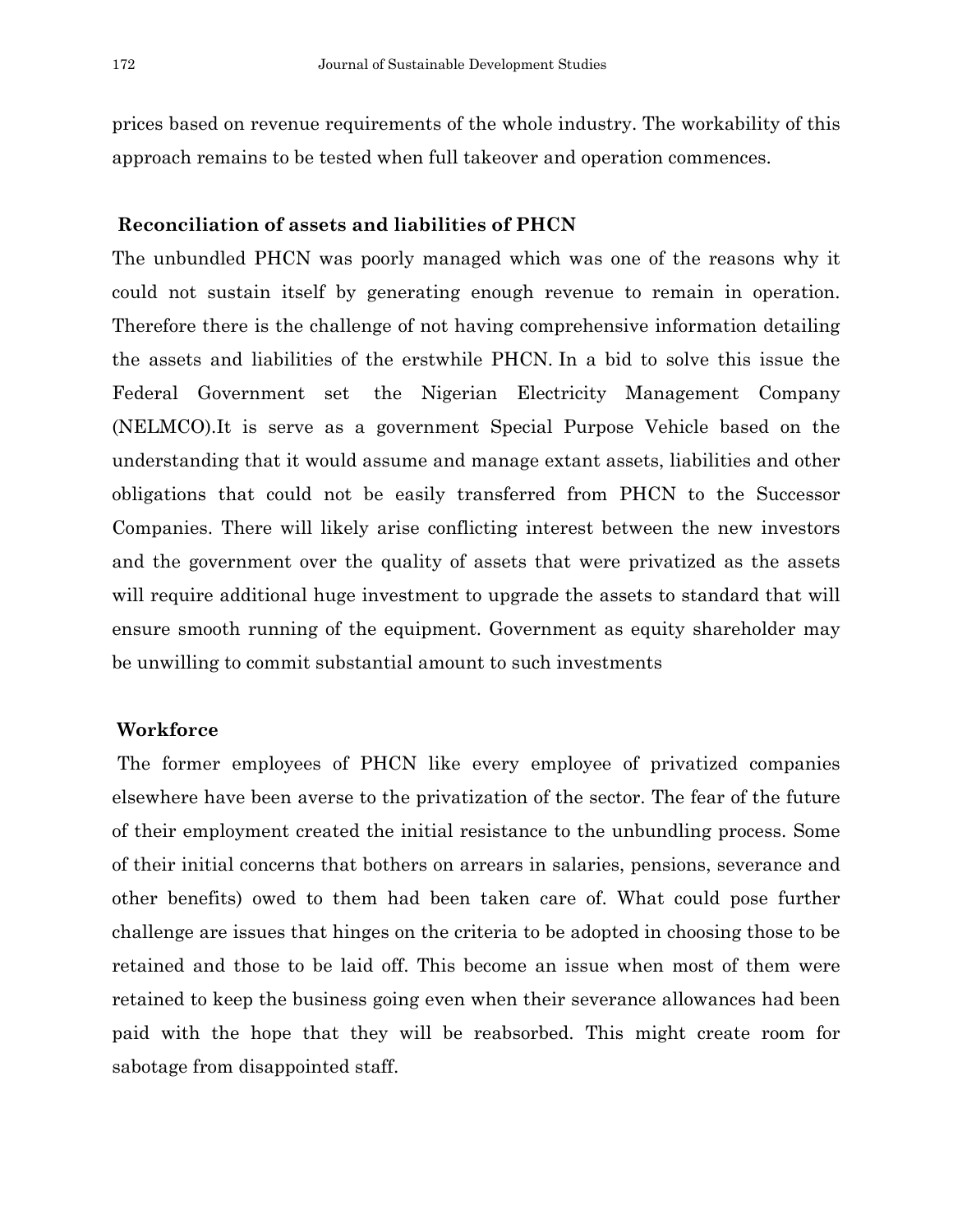prices based on revenue requirements of the whole industry. The workability of this approach remains to be tested when full takeover and operation commences.

**Reconciliation of assets and liabilities of PHCN**

The unbundled PHCN was poorly managed which was one of the reasons why it could not sustain itself by generating enough revenue to remain in operation. Therefore there is the challenge of not having comprehensive information detailing the assets and liabilities of the erstwhile PHCN. In a bid to solve this issue the Federal Government set the Nigerian Electricity Management Company (NELMCO).It is serve as a government Special Purpose Vehicle based on the understanding that it would assume and manage extant assets, liabilities and other obligations that could not be easily transferred from PHCN to the Successor Companies. There will likely arise conflicting interest between the new investors and the government over the quality of assets that were privatized as the assets will require additional huge investment to upgrade the assets to standard that will ensure smooth running of the equipment. Government as equity shareholder may be unwilling to commit substantial amount to such investments

**Workforce**

The former employees of PHCN like every employee of privatized companies elsewhere have been averse to the privatization of the sector. The fear of the future of their employment created the initial resistance to the unbundling process. Some of their initial concerns that bothers on arrears in salaries, pensions, severance and other benefits) owed to them had been taken care of. What could pose further challenge are issues that hinges on the criteria to be adopted in choosing those to be retained and those to be laid off. This become an issue when most of them were retained to keep the business going even when their severance allowances had been paid with the hope that they will be reabsorbed. This might create room for sabotage from disappointed staff.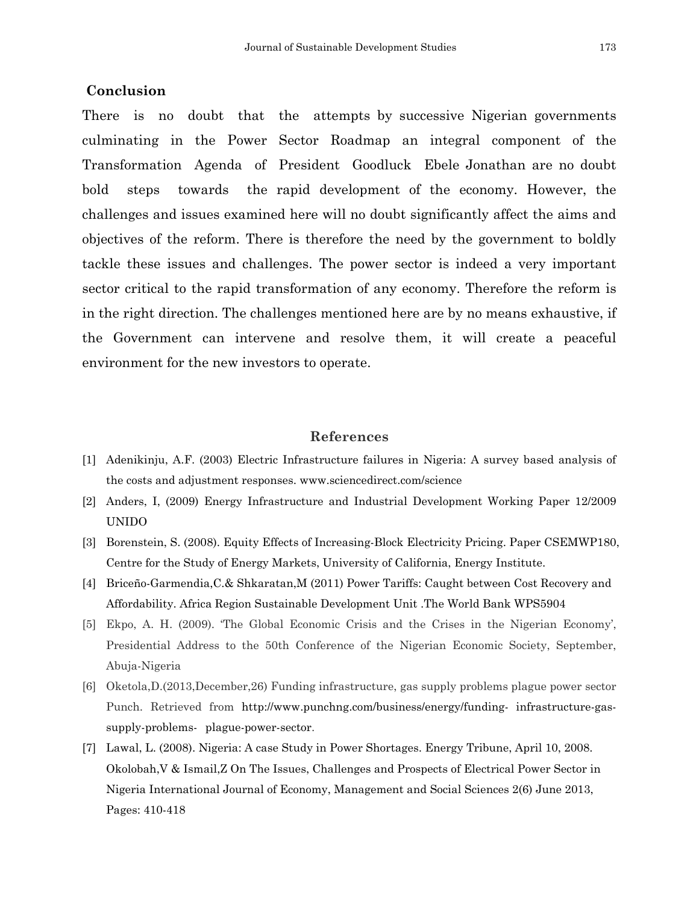## Conclusion

There is no doubt that the attempts by successive Nigerian governments culminating in the Power Sector Roadmap an integral component of the Transformation Agenda of President Goodluck Ebele Jonathan are no doubt bold steps towards the rapid development of the economy. However, the challenges and issues examined here will no doubt significantly affect the aims and objectives of the reform. There is therefore the need by the government to boldly tackle these issues and challenges. The power sector is indeed a very important sector critical to the rapid transformation of any economy. Therefore the reform is in the right direction. The challenges mentioned here are by no means exhaustive, if the Government can intervene and resolve them, it will create a peaceful environment for the new investors to operate.

## References

[1] Adenikinju, A.F. (2003) Electric Infrastructure failures in Nigeria: A survey based analysis of the costs and adjustment responses. www.sciencedirect.com/science

[2] Anders, I, (2009) Energy Infrastructure and Industrial Development Working Paper 12/2009 UNIDO

[3] Borenstein, S. (2008). Equity Effects of Increasing-Block Electricity Pricing. Paper CSEMWP180, Centre for the Study of Energy Markets, University of California, Energy Institute.

[4] Briceño-Garmendia,C.& Shkaratan,M (2011) Power Tariffs: Caught between Cost Recovery and Affordability. Africa Region Sustainable Development Unit .The World Bank WPS5904

[5] Ekpo, A. H. (2009). 'The Global Economic Crisis and the Crises in the Nigerian Economy', Presidential Address to the 50th Conference of the Nigerian Economic Society, September, Abuja-Nigeria

[6] Oketola,D.(2013,December,26) Funding infrastructure, gas supply problems plague power sector Punch. Retrieved from http://www.punchng.com/business/energy/funding- infrastructure-gas-supply-problems- plague-power-sector.

[7] Lawal, L. (2008). Nigeria: A case Study in Power Shortages. Energy Tribune, April 10, 2008. Okolobah,V & Ismail,Z On The Issues, Challenges and Prospects of Electrical Power Sector in Nigeria International Journal of Economy, Management and Social Sciences 2(6) June 2013, Pages: 410-418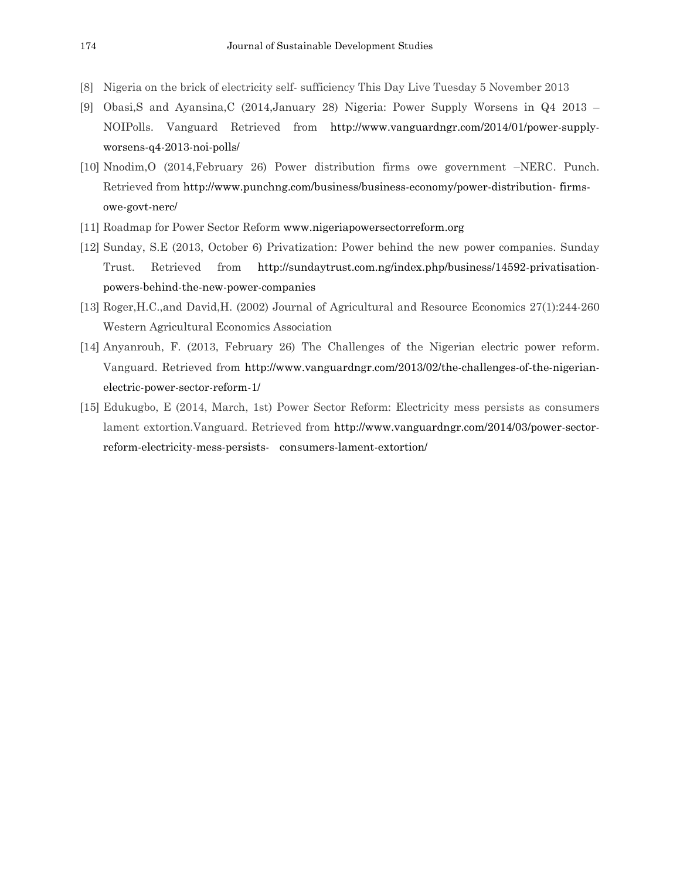[8] Nigeria on the brick of electricity self- sufficiency This Day Live Tuesday 5 November 2013

[9] Obasi,S and Ayansina,C (2014,January 28) Nigeria: Power Supply Worsens in Q4 2013 – NOIPolls. Vanguard Retrieved from http://www.vanguardngr.com/2014/01/power-supply-worsens-q4-2013-noi-polls/

[10] Nnodim,O (2014,February 26) Power distribution firms owe government –NERC. Punch. Retrieved from http://www.punchng.com/business/business-economy/power-distribution- firms-owe-govt-nerc/

[11] Roadmap for Power Sector Reform www.nigeriapowersectorreform.org

[12] Sunday, S.E (2013, October 6) Privatization: Power behind the new power companies. Sunday Trust. Retrieved from http://sundaytrust.com.ng/index.php/business/14592-privatisation-powers-behind-the-new-power-companies

[13] Roger,H.C.,and David,H. (2002) Journal of Agricultural and Resource Economics 27(1):244-260 Western Agricultural Economics Association

[14] Anyanrouh, F. (2013, February 26) The Challenges of the Nigerian electric power reform. Vanguard. Retrieved from http://www.vanguardngr.com/2013/02/the-challenges-of-the-nigerian-electric-power-sector-reform-1/

[15] Edukugbo, E (2014, March, 1st) Power Sector Reform: Electricity mess persists as consumers lament extortion.Vanguard. Retrieved from http://www.vanguardngr.com/2014/03/power-sector-reform-electricity-mess-persists- consumers-lament-extortion/